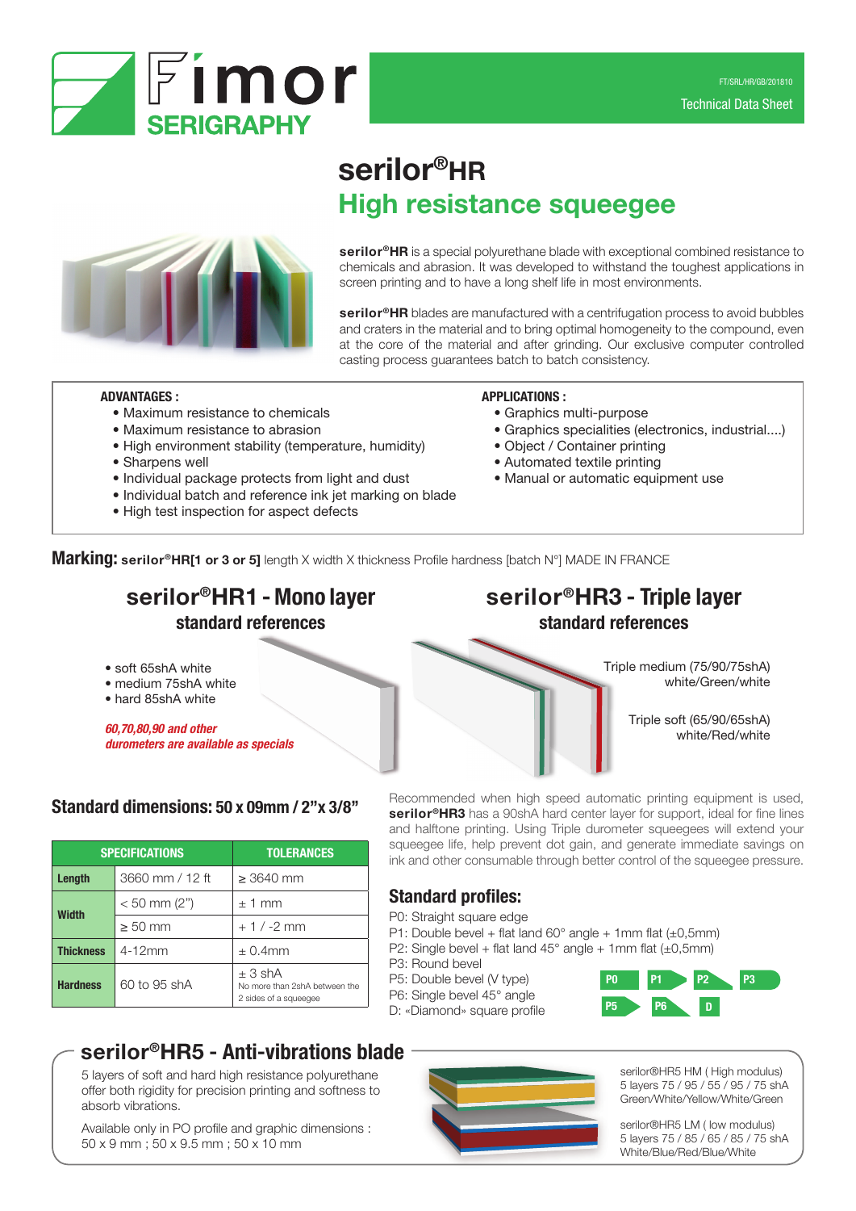Fimor SERIGRAPHY

FT/SRL/HR/GB/201810

Technical Data Sheet

# serilor®HR

## High resistance squeegee

**serilor®HR** is a special polyurethane blade with exceptional combined resistance to chemicals and abrasion. It was developed to withstand the toughest applications in screen printing and to have a long shelf life in most environments.

**serilor®HR** blades are manufactured with a centrifugation process to avoid bubbles and craters in the material and to bring optimal homogeneity to the compound, even at the core of the material and after grinding. Our exclusive computer controlled casting process guarantees batch to batch consistency.

**ADVANTAGES :**

- Maximum resistance to chemicals
- Maximum resistance to abrasion
- High environment stability (temperature, humidity)
- Sharpens well
- Individual package protects from light and dust
- Individual batch and reference ink jet marking on blade
- High test inspection for aspect defects

**APPLICATIONS :**

- Graphics multi-purpose
- Graphics specialities (electronics, industrial....)
- Object / Container printing
- Automated textile printing
- Manual or automatic equipment use

**Marking:** **serilor®HR[1 or 3 or 5]** length X width X thickness Profile hardness [batch N°] MADE IN FRANCE

## serilor®HR1 - Mono layer

### standard references

- soft 65shA white
- medium 75shA white
- hard 85shA white

***60,70,80,90 and other durometers are available as specials***

## serilor®HR3 - Triple layer

### standard references

Triple medium (75/90/75shA) white/Green/white

Triple soft (65/90/65shA) white/Red/white

Recommended when high speed automatic printing equipment is used, **serilor®HR3** has a 90shA hard center layer for support, ideal for fine lines and halftone printing. Using Triple durometer squeegees will extend your squeegee life, help prevent dot gain, and generate immediate savings on ink and other consumable through better control of the squeegee pressure.

### Standard dimensions: 50 x 09mm / 2"x 3/8"

| SPECIFICATIONS | | TOLERANCES |
|---|---|---|
| Length | 3660 mm / 12 ft | ≥ 3640 mm |
| Width | < 50 mm (2") | ± 1 mm |
| | ≥ 50 mm | + 1 / -2 mm |
| Thickness | 4-12mm | ± 0.4mm |
| Hardness | 60 to 95 shA | ± 3 shA<br>No more than 2shA between the 2 sides of a squeegee |

### Standard profiles:

P0: Straight square edge  
P1: Double bevel + flat land 60° angle + 1mm flat (±0,5mm)  
P2: Single bevel + flat land 45° angle + 1mm flat (±0,5mm)  
P3: Round bevel  
P5: Double bevel (V type)  
P6: Single bevel 45° angle  
D: «Diamond» square profile

P0 P1 P2 P3 P5 P6 D

## serilor®HR5 - Anti-vibrations blade

5 layers of soft and hard high resistance polyurethane offer both rigidity for precision printing and softness to absorb vibrations.

Available only in PO profile and graphic dimensions :  
50 x 9 mm ; 50 x 9.5 mm ; 50 x 10 mm

serilor®HR5 HM ( High modulus)  
5 layers 75 / 95 / 55 / 95 / 75 shA  
Green/White/Yellow/White/Green

serilor®HR5 LM ( low modulus)  
5 layers 75 / 85 / 65 / 85 / 75 shA  
White/Blue/Red/Blue/White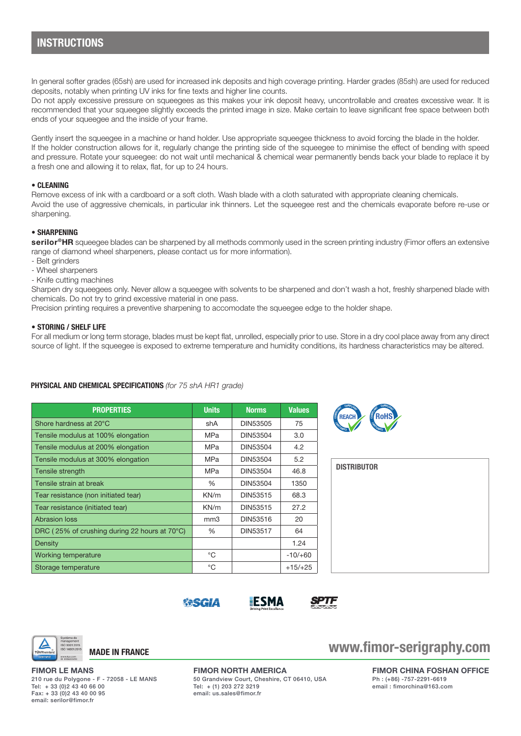## INSTRUCTIONS

In general softer grades (65sh) are used for increased ink deposits and high coverage printing. Harder grades (85sh) are used for reduced deposits, notably when printing UV inks for fine texts and higher line counts.
Do not apply excessive pressure on squeegees as this makes your ink deposit heavy, uncontrollable and creates excessive wear. It is recommended that your squeegee slightly exceeds the printed image in size. Make certain to leave significant free space between both ends of your squeegee and the inside of your frame.

Gently insert the squeegee in a machine or hand holder. Use appropriate squeegee thickness to avoid forcing the blade in the holder.
If the holder construction allows for it, regularly change the printing side of the squeegee to minimise the effect of bending with speed and pressure. Rotate your squeegee: do not wait until mechanical & chemical wear permanently bends back your blade to replace it by a fresh one and allowing it to relax, flat, for up to 24 hours.

**• CLEANING**

Remove excess of ink with a cardboard or a soft cloth. Wash blade with a cloth saturated with appropriate cleaning chemicals.
Avoid the use of aggressive chemicals, in particular ink thinners. Let the squeegee rest and the chemicals evaporate before re-use or sharpening.

**• SHARPENING**

**serilor®HR** squeegee blades can be sharpened by all methods commonly used in the screen printing industry (Fimor offers an extensive range of diamond wheel sharpeners, please contact us for more information).

- Belt grinders
- Wheel sharpeners
- Knife cutting machines

Sharpen dry squeegees only. Never allow a squeegee with solvents to be sharpened and don't wash a hot, freshly sharpened blade with chemicals. Do not try to grind excessive material in one pass.
Precision printing requires a preventive sharpening to accomodate the squeegee edge to the holder shape.

**• STORING / SHELF LIFE**

For all medium or long term storage, blades must be kept flat, unrolled, especially prior to use. Store in a dry cool place away from any direct source of light. If the squeegee is exposed to extreme temperature and humidity conditions, its hardness characteristics may be altered.

**PHYSICAL AND CHEMICAL SPECIFICATIONS** *(for 75 shA HR1 grade)*

| PROPERTIES | Units | Norms | Values |
|---|---|---|---|
| Shore hardness at 20°C | shA | DIN53505 | 75 |
| Tensile modulus at 100% elongation | MPa | DIN53504 | 3.0 |
| Tensile modulus at 200% elongation | MPa | DIN53504 | 4.2 |
| Tensile modulus at 300% elongation | MPa | DIN53504 | 5.2 |
| Tensile strength | MPa | DIN53504 | 46.8 |
| Tensile strain at break | % | DIN53504 | 1350 |
| Tear resistance (non initiated tear) | KN/m | DIN53515 | 68.3 |
| Tear resistance (initiated tear) | KN/m | DIN53515 | 27.2 |
| Abrasion loss | mm3 | DIN53516 | 20 |
| DRC ( 25% of crushing during 22 hours at 70°C) | % | DIN53517 | 64 |
| Density | | | 1.24 |
| Working temperature | °C | | -10/+60 |
| Storage temperature | °C | | +15/+25 |

REACH COMPLIANT — RoHS COMPLIANT

**DISTRIBUTOR**

SGIA — ESMA Driving Print Excellence — SPTF

**MADE IN FRANCE**

**www.fimor-serigraphy.com**

**FIMOR LE MANS**
210 rue du Polygone - F - 72058 - LE MANS
Tel: + 33 (0)2 43 40 66 00
Fax: + 33 (0)2 43 40 00 95
email: serilor@fimor.fr

**FIMOR NORTH AMERICA**
50 Grandview Court, Cheshire, CT 06410, USA
Tel: + (1) 203 272 3219
email: us.sales@fimor.fr

**FIMOR CHINA FOSHAN OFFICE**
Ph : (+86) -757-2291-6619
email : fimorchina@163.com